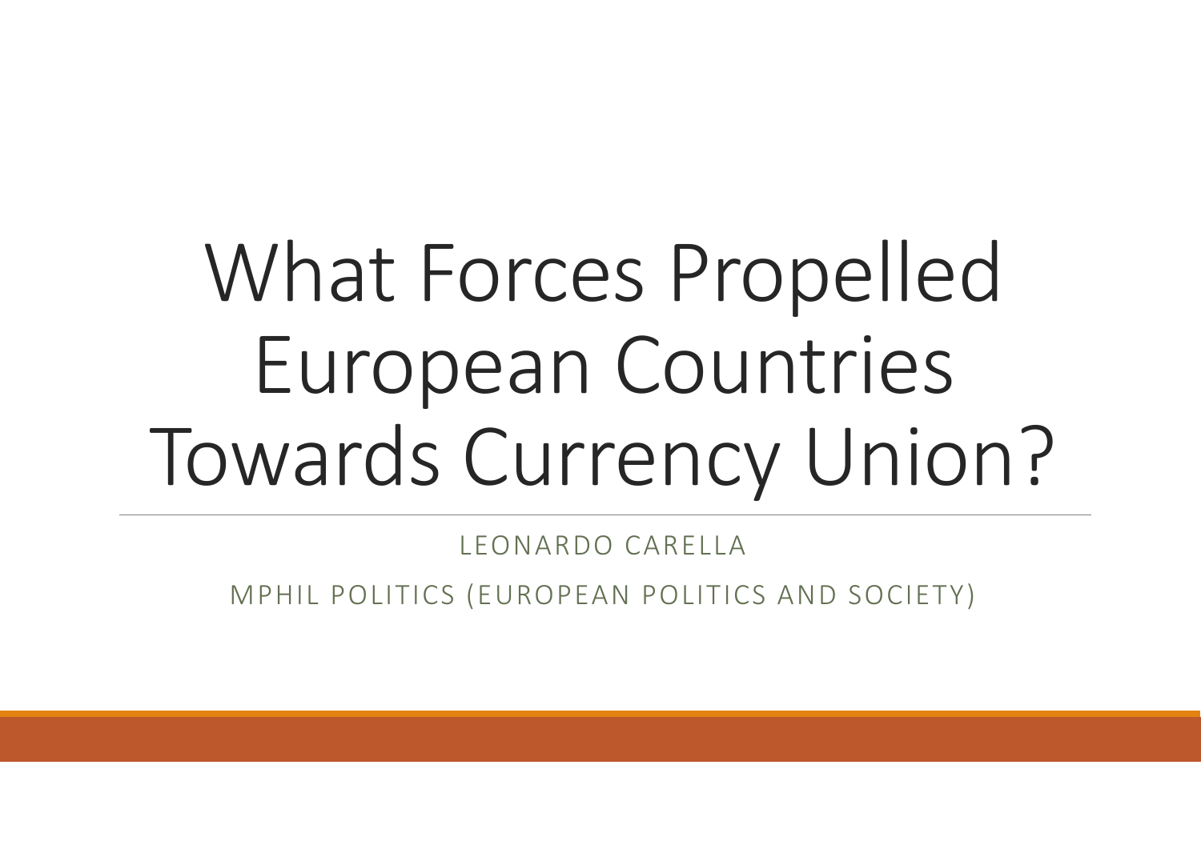# What Forces Propelled European Countries Towards Currency Union?

LEONARDO CARELLA

MPHIL POLITICS (EUROPEAN POLITICS AND SOCIETY)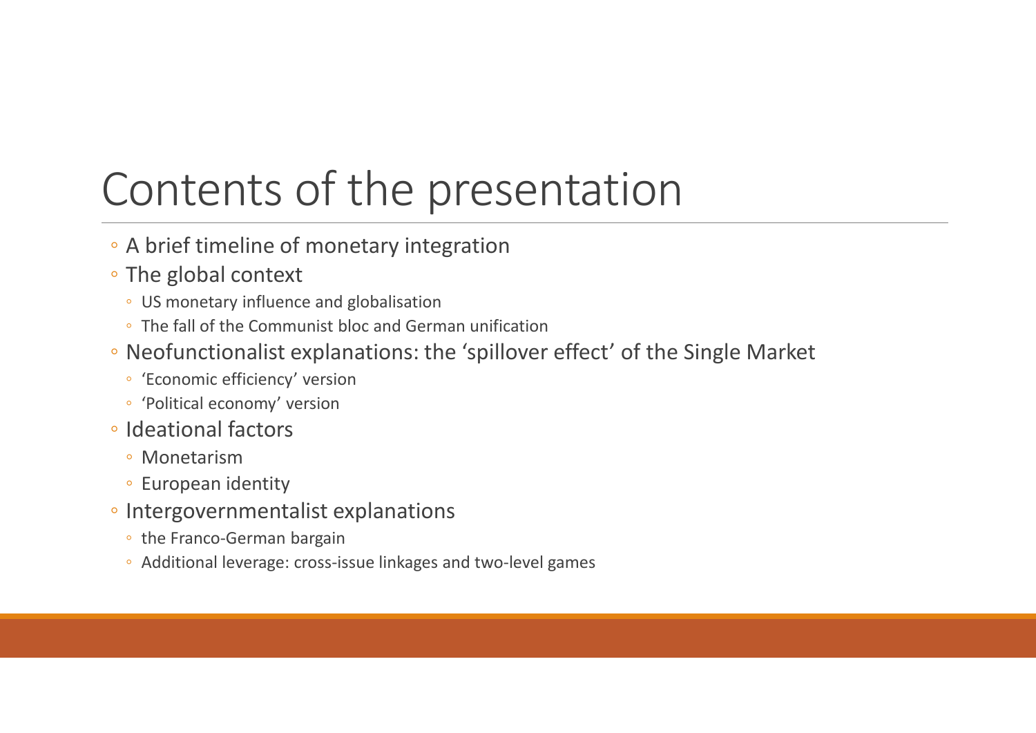# Contents of the presentation

- A brief timeline of monetary integration
- The global context
  - US monetary influence and globalisation
  - The fall of the Communist bloc and German unification
- Neofunctionalist explanations: the ‘spillover effect’ of the Single Market
  - ‘Economic efficiency’ version
  - ‘Political economy’ version
- Ideational factors
  - Monetarism
  - European identity
- Intergovernmentalist explanations
  - the Franco-German bargain
  - Additional leverage: cross-issue linkages and two-level games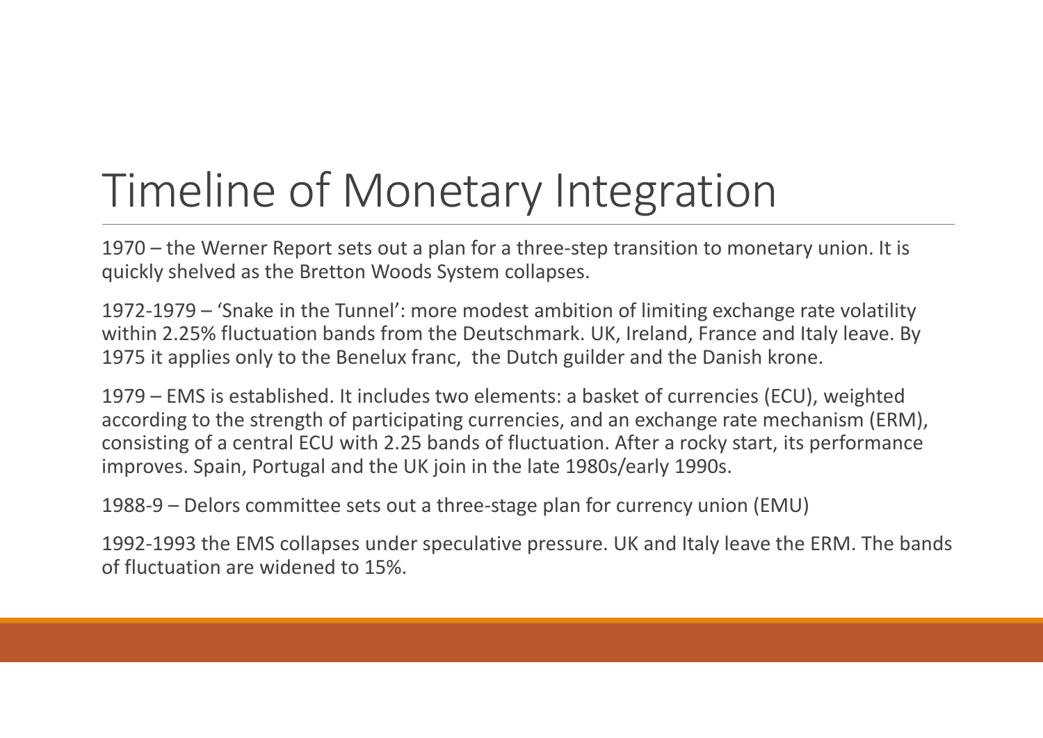# Timeline of Monetary Integration

1970 – the Werner Report sets out a plan for a three-step transition to monetary union. It is quickly shelved as the Bretton Woods System collapses.

1972-1979 – 'Snake in the Tunnel': more modest ambition of limiting exchange rate volatility within 2.25% fluctuation bands from the Deutschmark. UK, Ireland, France and Italy leave. By 1975 it applies only to the Benelux franc, the Dutch guilder and the Danish krone.

1979 – EMS is established. It includes two elements: a basket of currencies (ECU), weighted according to the strength of participating currencies, and an exchange rate mechanism (ERM), consisting of a central ECU with 2.25 bands of fluctuation. After a rocky start, its performance improves. Spain, Portugal and the UK join in the late 1980s/early 1990s.

1988-9 – Delors committee sets out a three-stage plan for currency union (EMU)

1992-1993 the EMS collapses under speculative pressure. UK and Italy leave the ERM. The bands of fluctuation are widened to 15%.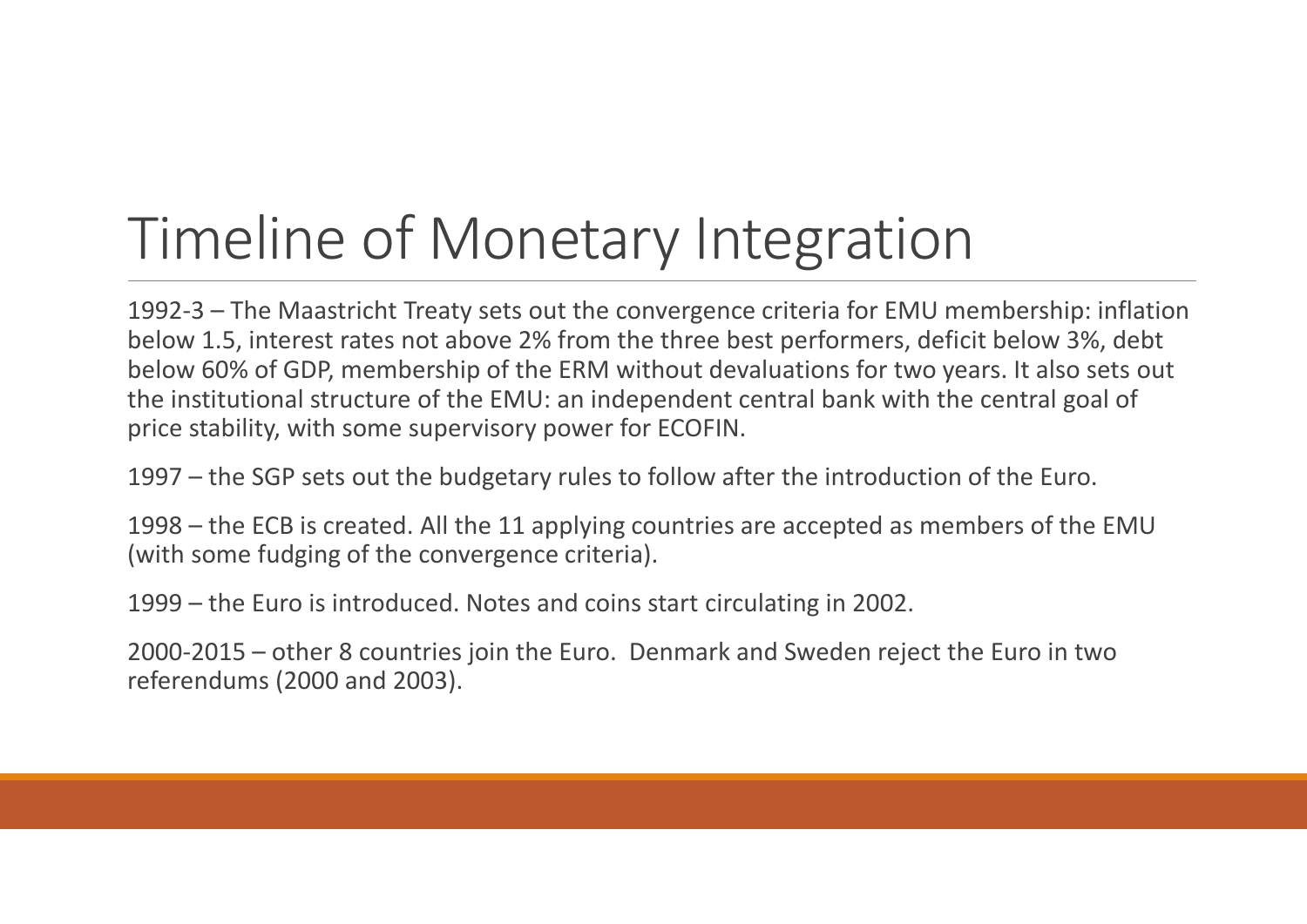# Timeline of Monetary Integration

1992-3 – The Maastricht Treaty sets out the convergence criteria for EMU membership: inflation below 1.5, interest rates not above 2% from the three best performers, deficit below 3%, debt below 60% of GDP, membership of the ERM without devaluations for two years. It also sets out the institutional structure of the EMU: an independent central bank with the central goal of price stability, with some supervisory power for ECOFIN.

1997 – the SGP sets out the budgetary rules to follow after the introduction of the Euro.

1998 – the ECB is created. All the 11 applying countries are accepted as members of the EMU (with some fudging of the convergence criteria).

1999 – the Euro is introduced. Notes and coins start circulating in 2002.

2000-2015 – other 8 countries join the Euro. Denmark and Sweden reject the Euro in two referendums (2000 and 2003).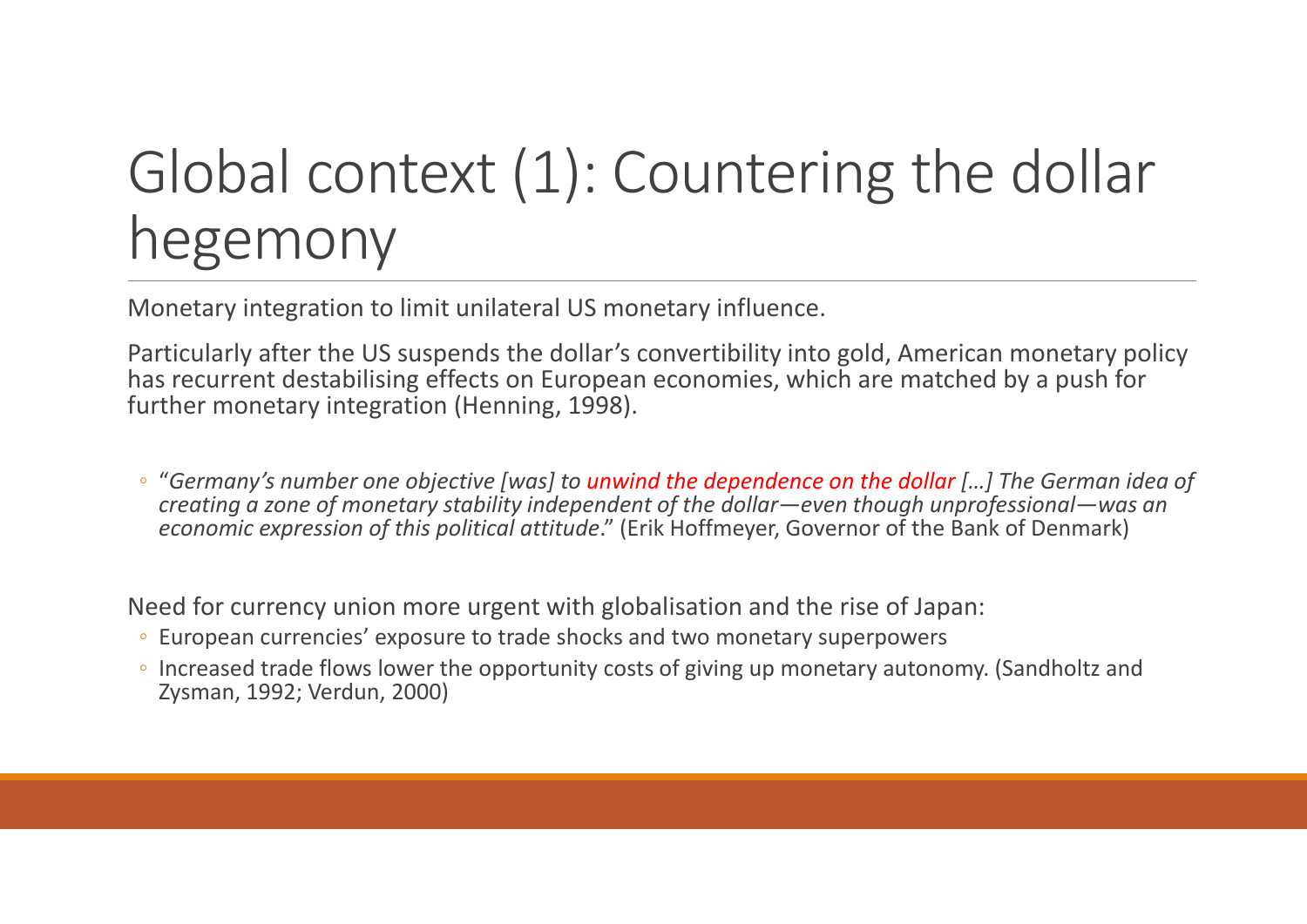# Global context (1): Countering the dollar hegemony

Monetary integration to limit unilateral US monetary influence.

Particularly after the US suspends the dollar's convertibility into gold, American monetary policy has recurrent destabilising effects on European economies, which are matched by a push for further monetary integration (Henning, 1998).

- "*Germany's number one objective [was] to unwind the dependence on the dollar […] The German idea of creating a zone of monetary stability independent of the dollar—even though unprofessional—was an economic expression of this political attitude*." (Erik Hoffmeyer, Governor of the Bank of Denmark)

Need for currency union more urgent with globalisation and the rise of Japan:

- European currencies' exposure to trade shocks and two monetary superpowers
- Increased trade flows lower the opportunity costs of giving up monetary autonomy. (Sandholtz and Zysman, 1992; Verdun, 2000)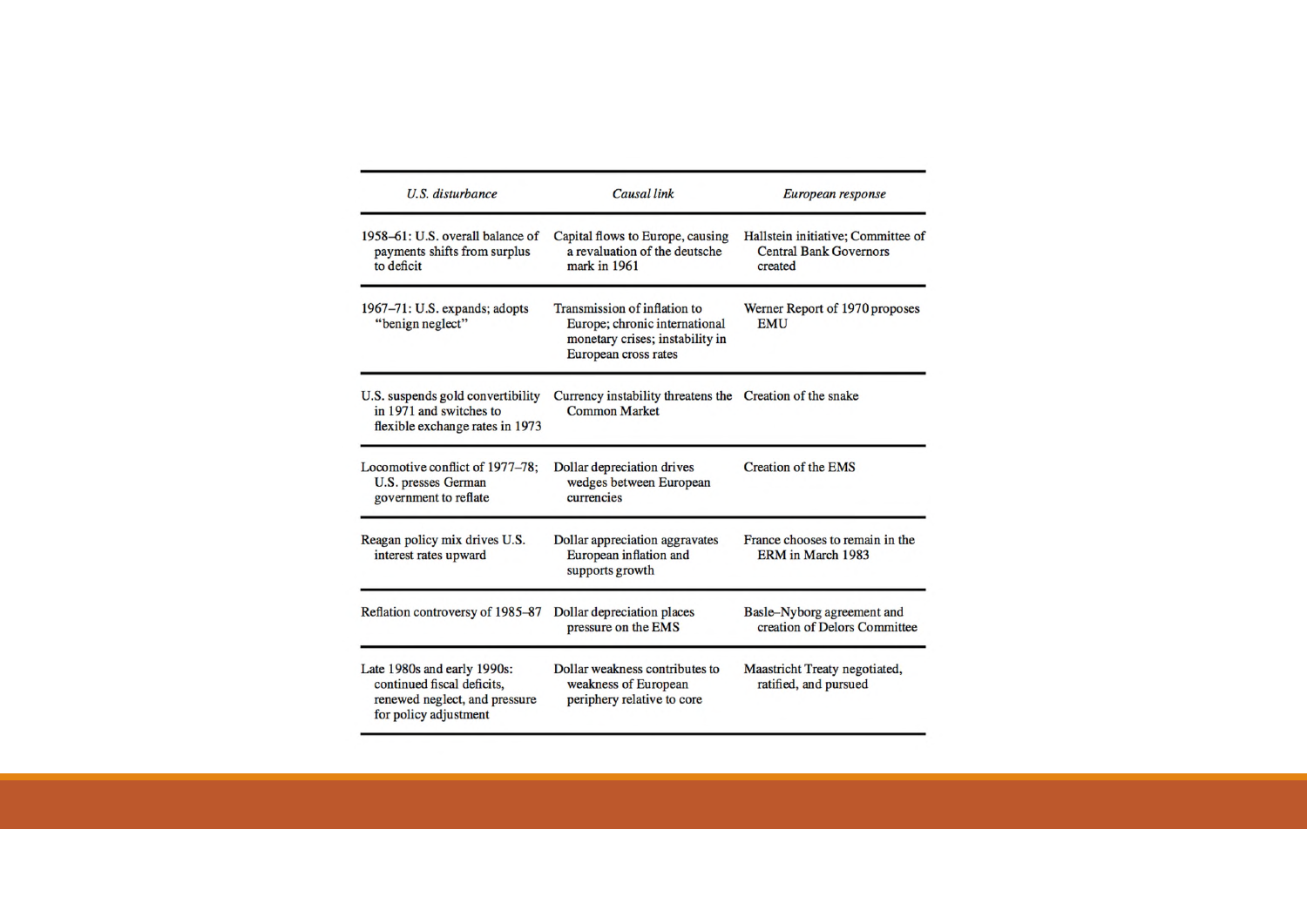| *U.S. disturbance* | *Causal link* | *European response* |
| --- | --- | --- |
| 1958–61: U.S. overall balance of payments shifts from surplus to deficit | Capital flows to Europe, causing a revaluation of the deutsche mark in 1961 | Hallstein initiative; Committee of Central Bank Governors created |
| 1967–71: U.S. expands; adopts "benign neglect" | Transmission of inflation to Europe; chronic international monetary crises; instability in European cross rates | Werner Report of 1970 proposes EMU |
| U.S. suspends gold convertibility in 1971 and switches to flexible exchange rates in 1973 | Currency instability threatens the Common Market | Creation of the snake |
| Locomotive conflict of 1977–78; U.S. presses German government to reflate | Dollar depreciation drives wedges between European currencies | Creation of the EMS |
| Reagan policy mix drives U.S. interest rates upward | Dollar appreciation aggravates European inflation and supports growth | France chooses to remain in the ERM in March 1983 |
| Reflation controversy of 1985–87 | Dollar depreciation places pressure on the EMS | Basle–Nyborg agreement and creation of Delors Committee |
| Late 1980s and early 1990s: continued fiscal deficits, renewed neglect, and pressure for policy adjustment | Dollar weakness contributes to weakness of European periphery relative to core | Maastricht Treaty negotiated, ratified, and pursued |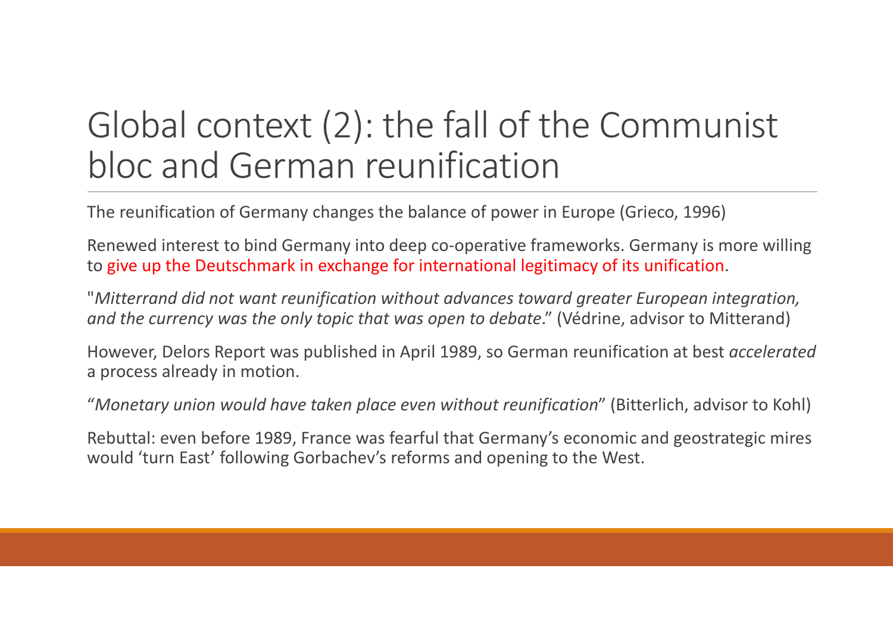# Global context (2): the fall of the Communist bloc and German reunification

The reunification of Germany changes the balance of power in Europe (Grieco, 1996)

Renewed interest to bind Germany into deep co-operative frameworks. Germany is more willing to give up the Deutschmark in exchange for international legitimacy of its unification.

"*Mitterrand did not want reunification without advances toward greater European integration, and the currency was the only topic that was open to debate*." (Védrine, advisor to Mitterand)

However, Delors Report was published in April 1989, so German reunification at best *accelerated* a process already in motion.

"*Monetary union would have taken place even without reunification*" (Bitterlich, advisor to Kohl)

Rebuttal: even before 1989, France was fearful that Germany's economic and geostrategic mires would 'turn East' following Gorbachev's reforms and opening to the West.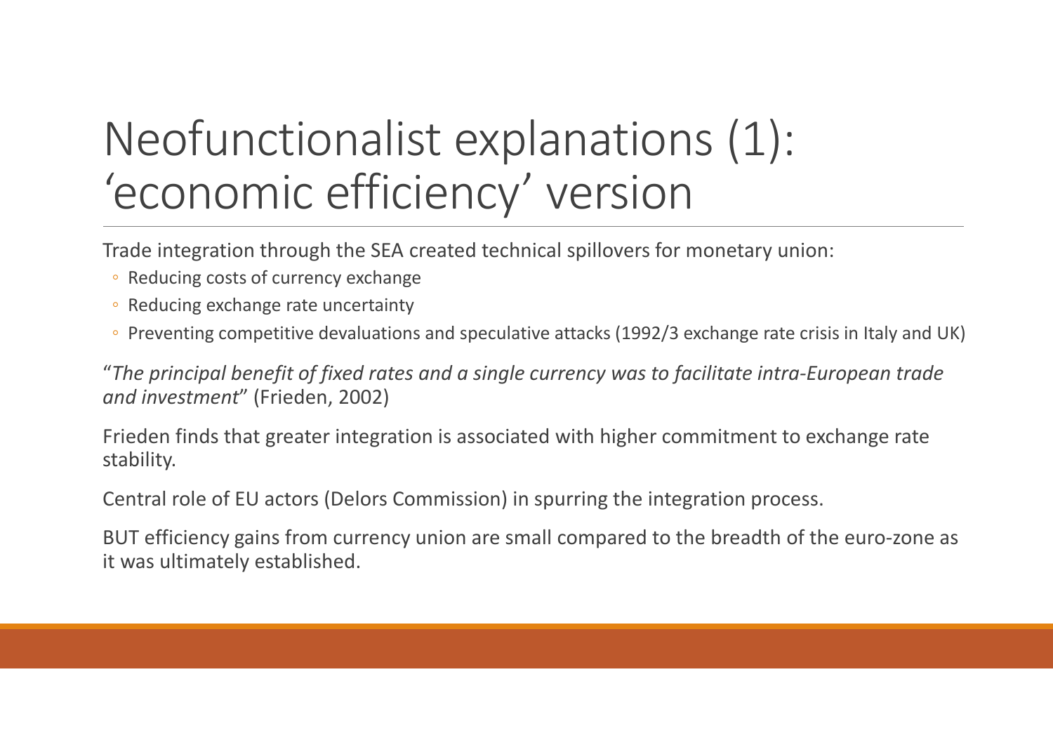# Neofunctionalist explanations (1): ‘economic efficiency’ version

Trade integration through the SEA created technical spillovers for monetary union:

- Reducing costs of currency exchange
- Reducing exchange rate uncertainty
- Preventing competitive devaluations and speculative attacks (1992/3 exchange rate crisis in Italy and UK)

“*The principal benefit of fixed rates and a single currency was to facilitate intra-European trade and investment*” (Frieden, 2002)

Frieden finds that greater integration is associated with higher commitment to exchange rate stability.

Central role of EU actors (Delors Commission) in spurring the integration process.

BUT efficiency gains from currency union are small compared to the breadth of the euro-zone as it was ultimately established.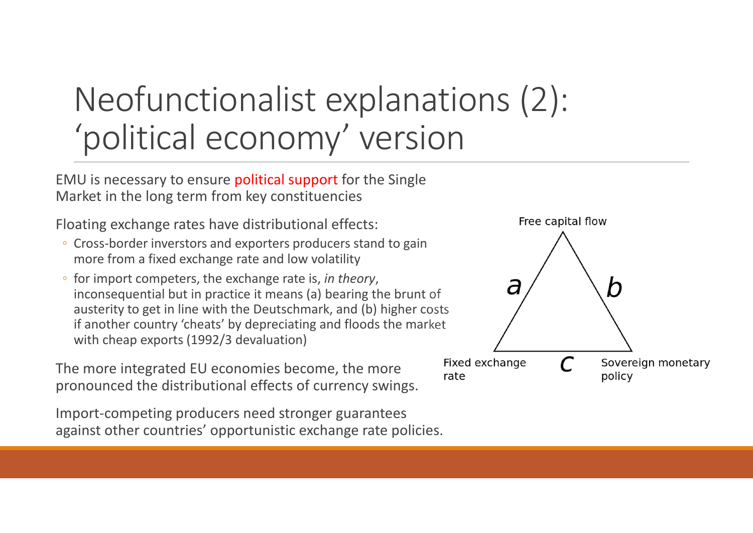# Neofunctionalist explanations (2): 'political economy' version

EMU is necessary to ensure political support for the Single Market in the long term from key constituencies

Floating exchange rates have distributional effects:

- Cross-border inverstors and exporters producers stand to gain more from a fixed exchange rate and low volatility
- for import competers, the exchange rate is, *in theory*, inconsequential but in practice it means (a) bearing the brunt of austerity to get in line with the Deutschmark, and (b) higher costs if another country 'cheats' by depreciating and floods the market with cheap exports (1992/3 devaluation)

The more integrated EU economies become, the more pronounced the distributional effects of currency swings.

Import-competing producers need stronger guarantees against other countries' opportunistic exchange rate policies.

Free capital flow

*a* *b*

Fixed exchange rate *c* Sovereign monetary policy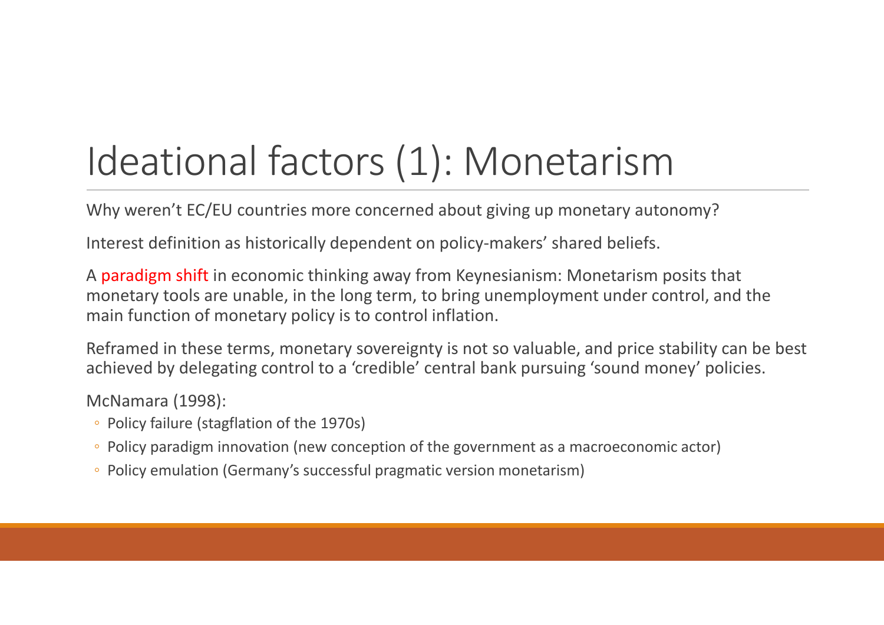# Ideational factors (1): Monetarism

Why weren't EC/EU countries more concerned about giving up monetary autonomy?

Interest definition as historically dependent on policy-makers' shared beliefs.

A paradigm shift in economic thinking away from Keynesianism: Monetarism posits that monetary tools are unable, in the long term, to bring unemployment under control, and the main function of monetary policy is to control inflation.

Reframed in these terms, monetary sovereignty is not so valuable, and price stability can be best achieved by delegating control to a 'credible' central bank pursuing 'sound money' policies.

McNamara (1998):

- Policy failure (stagflation of the 1970s)
- Policy paradigm innovation (new conception of the government as a macroeconomic actor)
- Policy emulation (Germany's successful pragmatic version monetarism)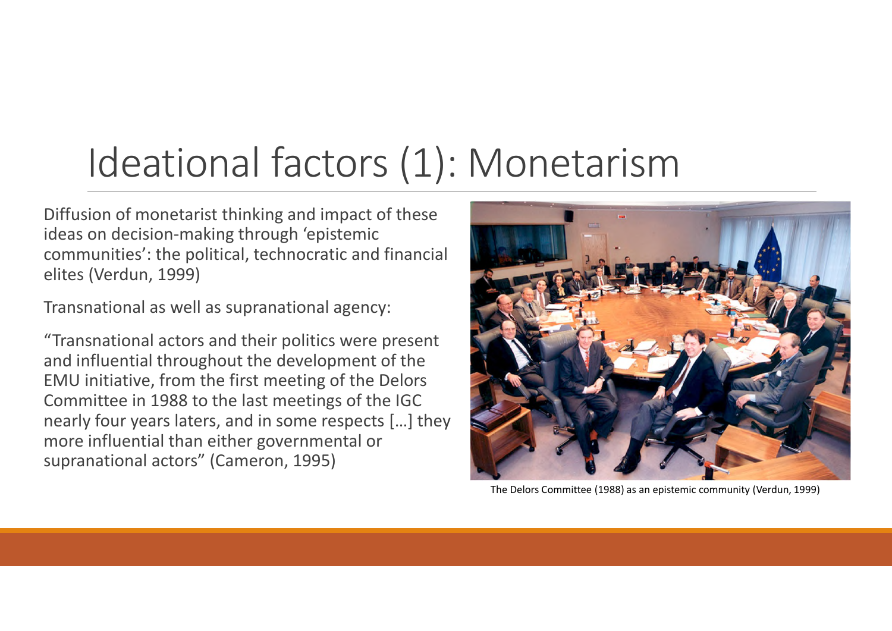# Ideational factors (1): Monetarism

Diffusion of monetarist thinking and impact of these ideas on decision-making through 'epistemic communities': the political, technocratic and financial elites (Verdun, 1999)

Transnational as well as supranational agency:

"Transnational actors and their politics were present and influential throughout the development of the EMU initiative, from the first meeting of the Delors Committee in 1988 to the last meetings of the IGC nearly four years laters, and in some respects […] they more influential than either governmental or supranational actors" (Cameron, 1995)

The Delors Committee (1988) as an epistemic community (Verdun, 1999)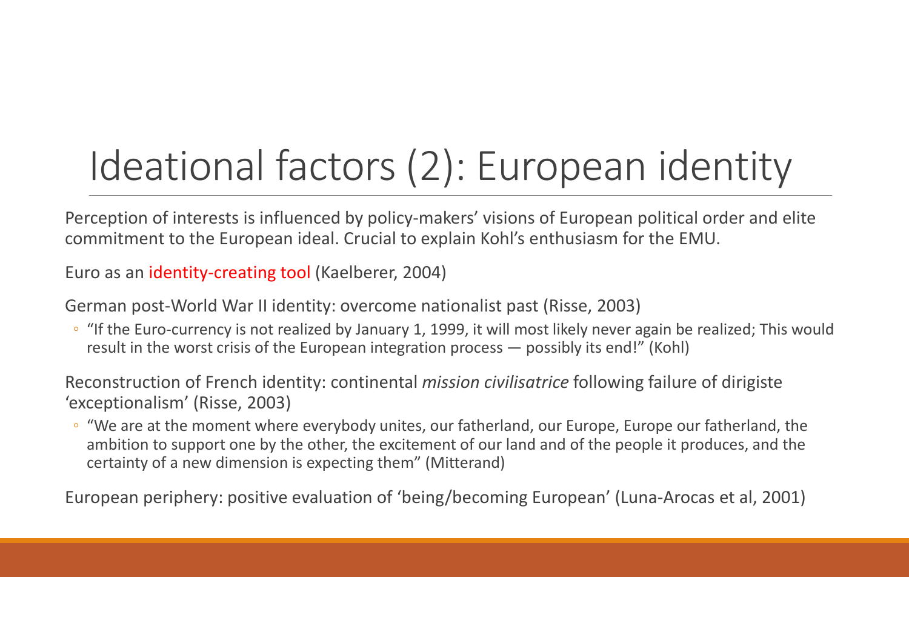# Ideational factors (2): European identity

Perception of interests is influenced by policy-makers' visions of European political order and elite commitment to the European ideal. Crucial to explain Kohl's enthusiasm for the EMU.

Euro as an identity-creating tool (Kaelberer, 2004)

German post-World War II identity: overcome nationalist past (Risse, 2003)

- "If the Euro-currency is not realized by January 1, 1999, it will most likely never again be realized; This would result in the worst crisis of the European integration process — possibly its end!" (Kohl)

Reconstruction of French identity: continental *mission civilisatrice* following failure of dirigiste 'exceptionalism' (Risse, 2003)

- "We are at the moment where everybody unites, our fatherland, our Europe, Europe our fatherland, the ambition to support one by the other, the excitement of our land and of the people it produces, and the certainty of a new dimension is expecting them" (Mitterand)

European periphery: positive evaluation of 'being/becoming European' (Luna-Arocas et al, 2001)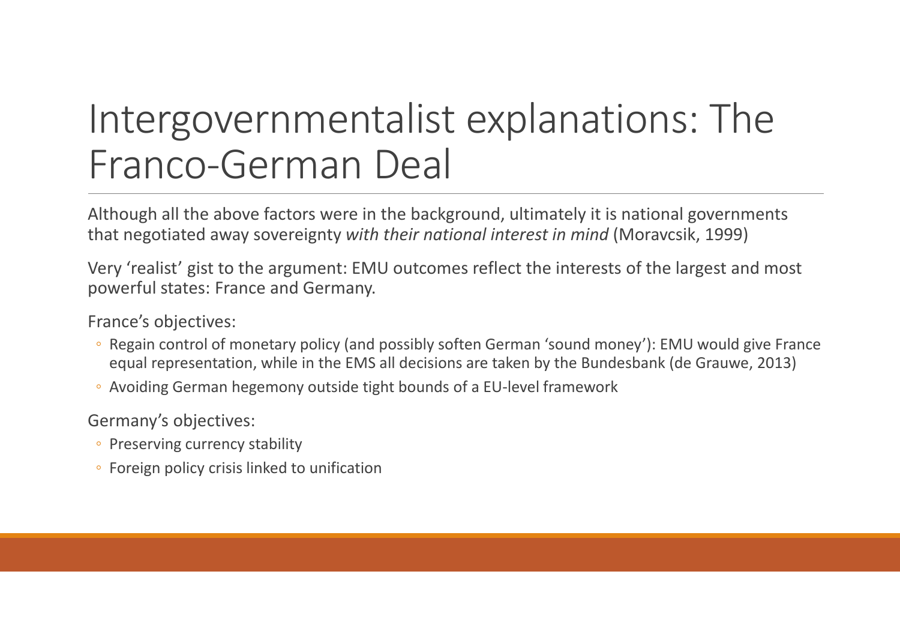# Intergovernmentalist explanations: The Franco-German Deal

Although all the above factors were in the background, ultimately it is national governments that negotiated away sovereignty *with their national interest in mind* (Moravcsik, 1999)

Very 'realist' gist to the argument: EMU outcomes reflect the interests of the largest and most powerful states: France and Germany.

France's objectives:

- Regain control of monetary policy (and possibly soften German 'sound money'): EMU would give France equal representation, while in the EMS all decisions are taken by the Bundesbank (de Grauwe, 2013)
- Avoiding German hegemony outside tight bounds of a EU-level framework

Germany's objectives:

- Preserving currency stability
- Foreign policy crisis linked to unification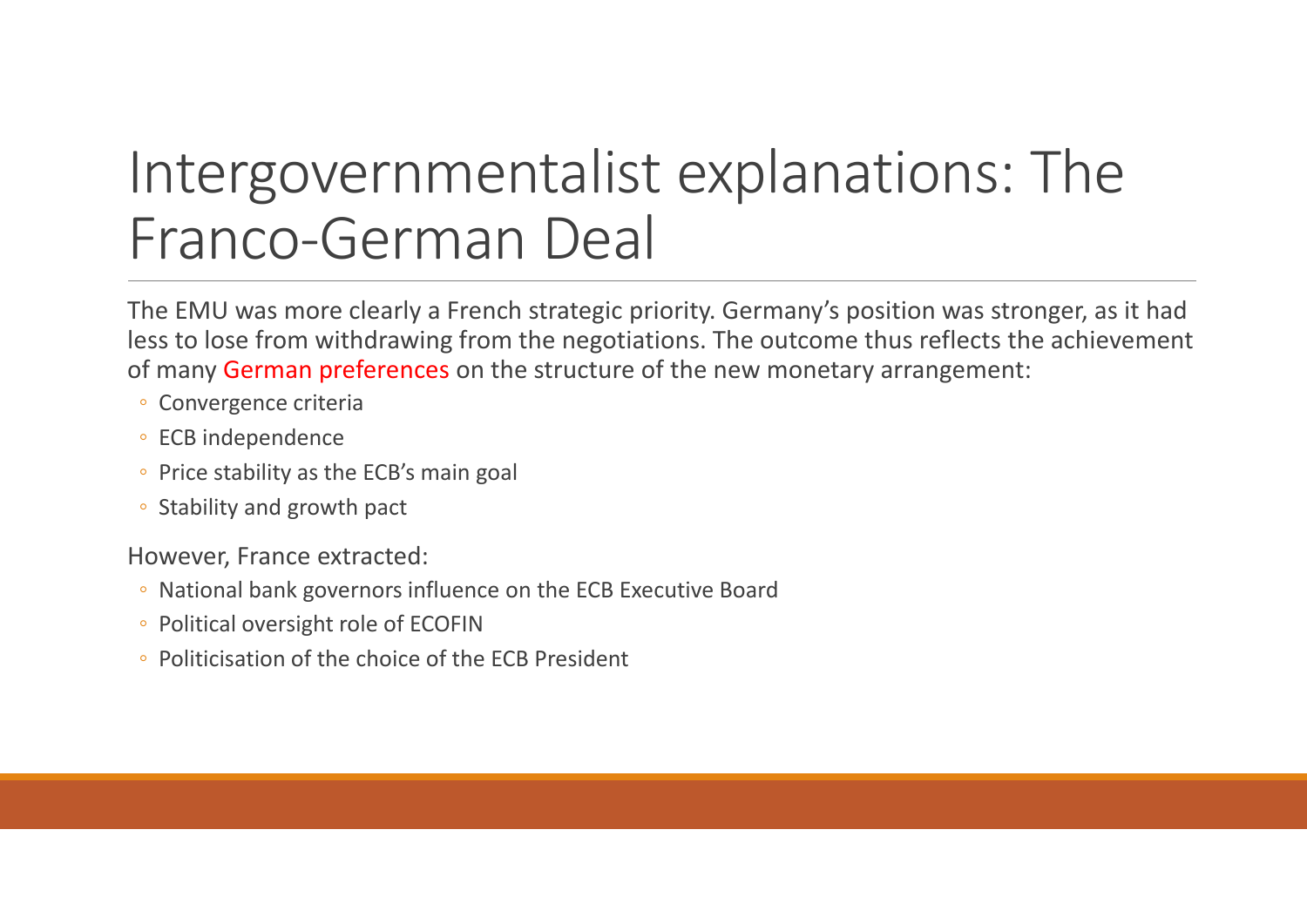# Intergovernmentalist explanations: The Franco-German Deal

The EMU was more clearly a French strategic priority. Germany's position was stronger, as it had less to lose from withdrawing from the negotiations. The outcome thus reflects the achievement of many German preferences on the structure of the new monetary arrangement:

- Convergence criteria
- ECB independence
- Price stability as the ECB's main goal
- Stability and growth pact

However, France extracted:

- National bank governors influence on the ECB Executive Board
- Political oversight role of ECOFIN
- Politicisation of the choice of the ECB President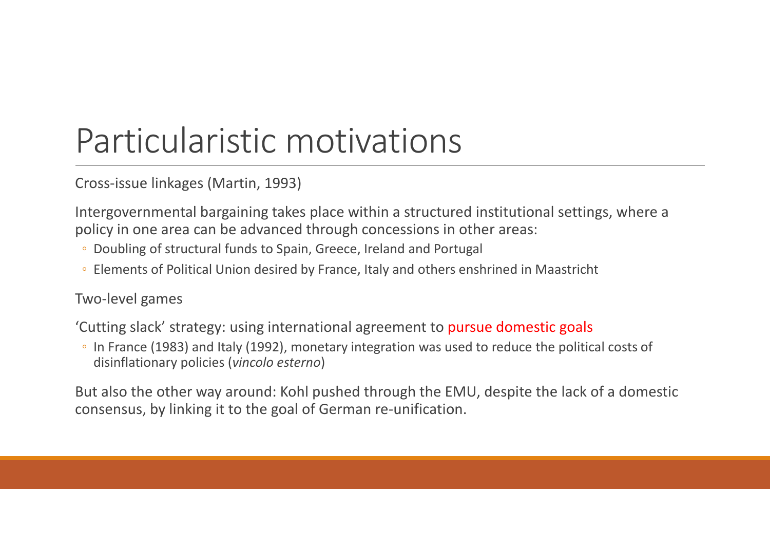# Particularistic motivations

Cross-issue linkages (Martin, 1993)

Intergovernmental bargaining takes place within a structured institutional settings, where a policy in one area can be advanced through concessions in other areas:

- Doubling of structural funds to Spain, Greece, Ireland and Portugal
- Elements of Political Union desired by France, Italy and others enshrined in Maastricht

Two-level games

'Cutting slack' strategy: using international agreement to pursue domestic goals

- In France (1983) and Italy (1992), monetary integration was used to reduce the political costs of disinflationary policies (*vincolo esterno*)

But also the other way around: Kohl pushed through the EMU, despite the lack of a domestic consensus, by linking it to the goal of German re-unification.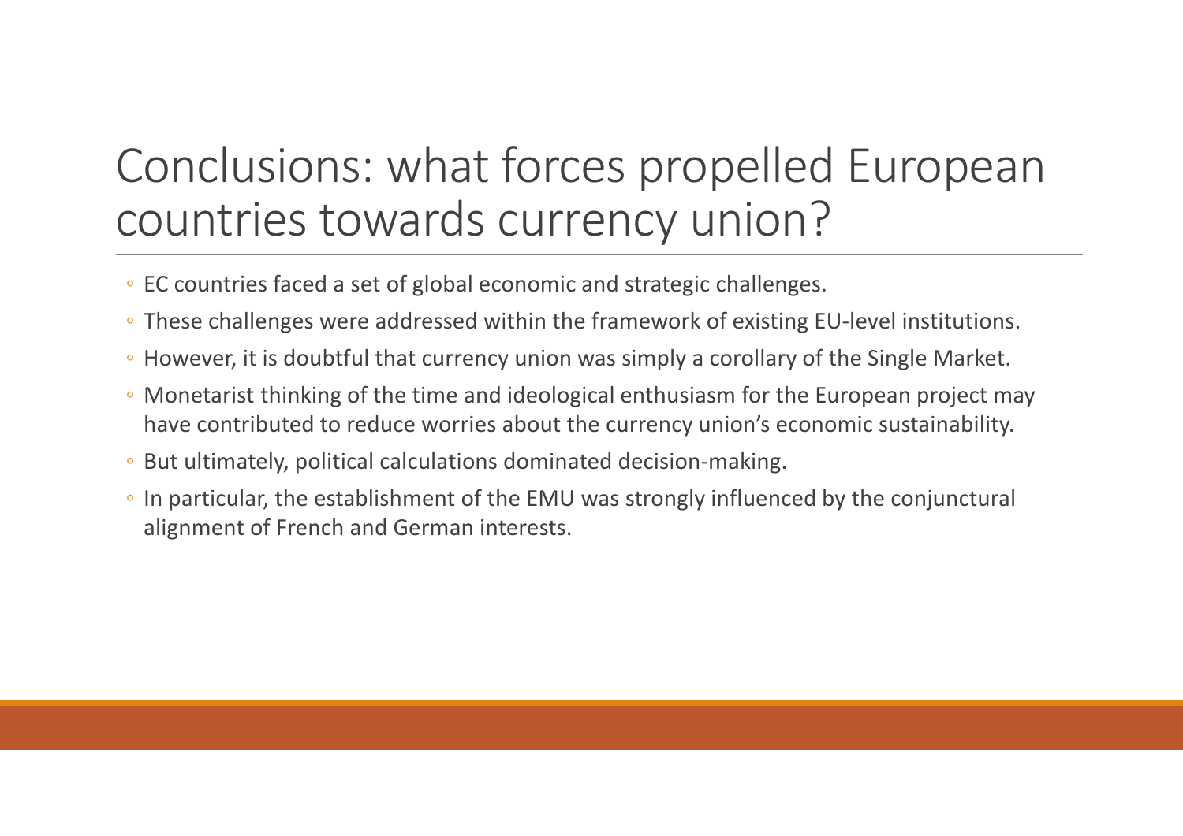# Conclusions: what forces propelled European countries towards currency union?

- EC countries faced a set of global economic and strategic challenges.
- These challenges were addressed within the framework of existing EU-level institutions.
- However, it is doubtful that currency union was simply a corollary of the Single Market.
- Monetarist thinking of the time and ideological enthusiasm for the European project may have contributed to reduce worries about the currency union's economic sustainability.
- But ultimately, political calculations dominated decision-making.
- In particular, the establishment of the EMU was strongly influenced by the conjunctural alignment of French and German interests.